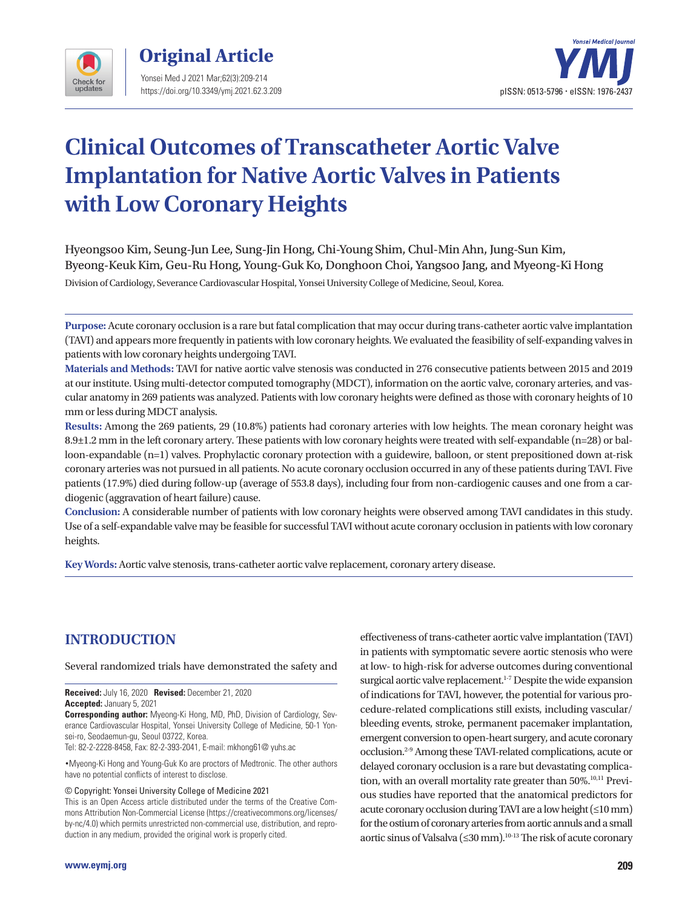# Clinical Outcomes of Transcatheter Aortic Valve Implantation for Native Aortic Valves in Patients with Low Coronary Heights

Hyeongsoo Kim, Seung-Jun Lee, Sung-Jin Hong, Chi-Young Shim, Chul-Min Ahn, Jung-Sun Kim, Byeong-Keuk Kim, Geu-Ru Hong, Young-Guk Ko, Donghoon Choi, Yangsoo Jang, and Myeong-Ki Hong

Division of Cardiology, Severance Cardiovascular Hospital, Yonsei University College of Medicine, Seoul, Korea.

**Purpose:** Acute coronary occlusion is a rare but fatal complication that may occur during trans-catheter aortic valve implantation (TAVI) and appears more frequently in patients with low coronary heights. We evaluated the feasibility of self-expanding valves in patients with low coronary heights undergoing TAVI.

**Materials and Methods:** TAVI for native aortic valve stenosis was conducted in 276 consecutive patients between 2015 and 2019 at our institute. Using multi-detector computed tomography (MDCT), information on the aortic valve, coronary arteries, and vascular anatomy in 269 patients was analyzed. Patients with low coronary heights were defined as those with coronary heights of 10 mm or less during MDCT analysis.

**Results:** Among the 269 patients, 29 (10.8%) patients had coronary arteries with low heights. The mean coronary height was 8.9±1.2 mm in the left coronary artery. These patients with low coronary heights were treated with self-expandable (n=28) or balloon-expandable (n=1) valves. Prophylactic coronary protection with a guidewire, balloon, or stent prepositioned down at-risk coronary arteries was not pursued in all patients. No acute coronary occlusion occurred in any of these patients during TAVI. Five patients (17.9%) died during follow-up (average of 553.8 days), including four from non-cardiogenic causes and one from a cardiogenic (aggravation of heart failure) cause.

**Conclusion:** A considerable number of patients with low coronary heights were observed among TAVI candidates in this study. Use of a self-expandable valve may be feasible for successful TAVI without acute coronary occlusion in patients with low coronary heights.

**Key Words:** Aortic valve stenosis, trans-catheter aortic valve replacement, coronary artery disease.

## INTRODUCTION

Several randomized trials have demonstrated the safety and effectiveness of trans-catheter aortic valve implantation (TAVI) in patients with symptomatic severe aortic stenosis who were at low- to high-risk for adverse outcomes during conventional surgical aortic valve replacement.[1-7] Despite the wide expansion of indications for TAVI, however, the potential for various procedure-related complications still exists, including vascular/bleeding events, stroke, permanent pacemaker implantation, emergent conversion to open-heart surgery, and acute coronary occlusion.[2-9] Among these TAVI-related complications, acute or delayed coronary occlusion is a rare but devastating complication, with an overall mortality rate greater than 50%.[10,11] Previous studies have reported that the anatomical predictors for acute coronary occlusion during TAVI are a low height (≤10 mm) for the ostium of coronary arteries from aortic annuls and a small aortic sinus of Valsalva (≤30 mm).[10-13] The risk of acute coronary

**Received:** July 16, 2020 **Revised:** December 21, 2020
**Accepted:** January 5, 2021
**Corresponding author:** Myeong-Ki Hong, MD, PhD, Division of Cardiology, Severance Cardiovascular Hospital, Yonsei University College of Medicine, 50-1 Yonsei-ro, Seodaemun-gu, Seoul 03722, Korea.
Tel: 82-2-2228-8458, Fax: 82-2-393-2041, E-mail: mkhong61@ yuhs.ac

•Myeong-Ki Hong and Young-Guk Ko are proctors of Medtronic. The other authors have no potential conflicts of interest to disclose.

© Copyright: Yonsei University College of Medicine 2021
This is an Open Access article distributed under the terms of the Creative Commons Attribution Non-Commercial License (https://creativecommons.org/licenses/by-nc/4.0) which permits unrestricted non-commercial use, distribution, and reproduction in any medium, provided the original work is properly cited.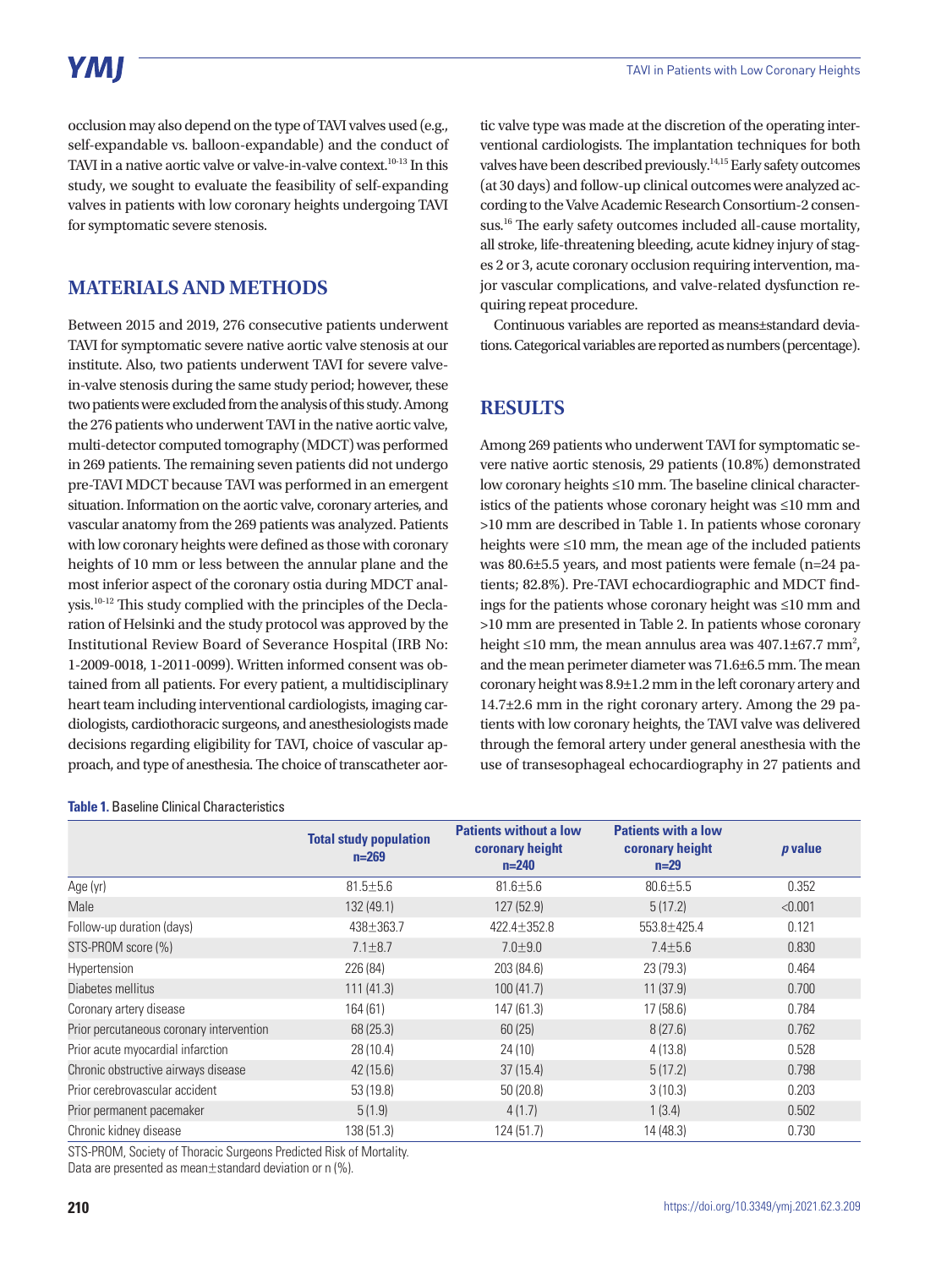occlusion may also depend on the type of TAVI valves used (e.g., self-expandable vs. balloon-expandable) and the conduct of TAVI in a native aortic valve or valve-in-valve context.[10-13] In this study, we sought to evaluate the feasibility of self-expanding valves in patients with low coronary heights undergoing TAVI for symptomatic severe stenosis.

## MATERIALS AND METHODS

Between 2015 and 2019, 276 consecutive patients underwent TAVI for symptomatic severe native aortic valve stenosis at our institute. Also, two patients underwent TAVI for severe valve-in-valve stenosis during the same study period; however, these two patients were excluded from the analysis of this study. Among the 276 patients who underwent TAVI in the native aortic valve, multi-detector computed tomography (MDCT) was performed in 269 patients. The remaining seven patients did not undergo pre-TAVI MDCT because TAVI was performed in an emergent situation. Information on the aortic valve, coronary arteries, and vascular anatomy from the 269 patients was analyzed. Patients with low coronary heights were defined as those with coronary heights of 10 mm or less between the annular plane and the most inferior aspect of the coronary ostia during MDCT analysis.[10-12] This study complied with the principles of the Declaration of Helsinki and the study protocol was approved by the Institutional Review Board of Severance Hospital (IRB No: 1-2009-0018, 1-2011-0099). Written informed consent was obtained from all patients. For every patient, a multidisciplinary heart team including interventional cardiologists, imaging cardiologists, cardiothoracic surgeons, and anesthesiologists made decisions regarding eligibility for TAVI, choice of vascular approach, and type of anesthesia. The choice of transcatheter aortic valve type was made at the discretion of the operating interventional cardiologists. The implantation techniques for both valves have been described previously.[14,15] Early safety outcomes (at 30 days) and follow-up clinical outcomes were analyzed according to the Valve Academic Research Consortium-2 consensus.[16] The early safety outcomes included all-cause mortality, all stroke, life-threatening bleeding, acute kidney injury of stages 2 or 3, acute coronary occlusion requiring intervention, major vascular complications, and valve-related dysfunction requiring repeat procedure.

Continuous variables are reported as means±standard deviations. Categorical variables are reported as numbers (percentage).

## RESULTS

Among 269 patients who underwent TAVI for symptomatic severe native aortic stenosis, 29 patients (10.8%) demonstrated low coronary heights ≤10 mm. The baseline clinical characteristics of the patients whose coronary height was ≤10 mm and >10 mm are described in Table 1. In patients whose coronary heights were ≤10 mm, the mean age of the included patients was 80.6±5.5 years, and most patients were female (n=24 patients; 82.8%). Pre-TAVI echocardiographic and MDCT findings for the patients whose coronary height was ≤10 mm and >10 mm are presented in Table 2. In patients whose coronary height ≤10 mm, the mean annulus area was 407.1±67.7 mm$^2$, and the mean perimeter diameter was 71.6±6.5 mm. The mean coronary height was 8.9±1.2 mm in the left coronary artery and 14.7±2.6 mm in the right coronary artery. Among the 29 patients with low coronary heights, the TAVI valve was delivered through the femoral artery under general anesthesia with the use of transesophageal echocardiography in 27 patients and

**Table 1.** Baseline Clinical Characteristics

| | Total study population n=269 | Patients without a low coronary height n=240 | Patients with a low coronary height n=29 | *p* value |
|---|---|---|---|---|
| Age (yr) | 81.5±5.6 | 81.6±5.6 | 80.6±5.5 | 0.352 |
| Male | 132 (49.1) | 127 (52.9) | 5 (17.2) | <0.001 |
| Follow-up duration (days) | 438±363.7 | 422.4±352.8 | 553.8±425.4 | 0.121 |
| STS-PROM score (%) | 7.1±8.7 | 7.0±9.0 | 7.4±5.6 | 0.830 |
| Hypertension | 226 (84) | 203 (84.6) | 23 (79.3) | 0.464 |
| Diabetes mellitus | 111 (41.3) | 100 (41.7) | 11 (37.9) | 0.700 |
| Coronary artery disease | 164 (61) | 147 (61.3) | 17 (58.6) | 0.784 |
| Prior percutaneous coronary intervention | 68 (25.3) | 60 (25) | 8 (27.6) | 0.762 |
| Prior acute myocardial infarction | 28 (10.4) | 24 (10) | 4 (13.8) | 0.528 |
| Chronic obstructive airways disease | 42 (15.6) | 37 (15.4) | 5 (17.2) | 0.798 |
| Prior cerebrovascular accident | 53 (19.8) | 50 (20.8) | 3 (10.3) | 0.203 |
| Prior permanent pacemaker | 5 (1.9) | 4 (1.7) | 1 (3.4) | 0.502 |
| Chronic kidney disease | 138 (51.3) | 124 (51.7) | 14 (48.3) | 0.730 |

STS-PROM, Society of Thoracic Surgeons Predicted Risk of Mortality.
Data are presented as mean±standard deviation or n (%).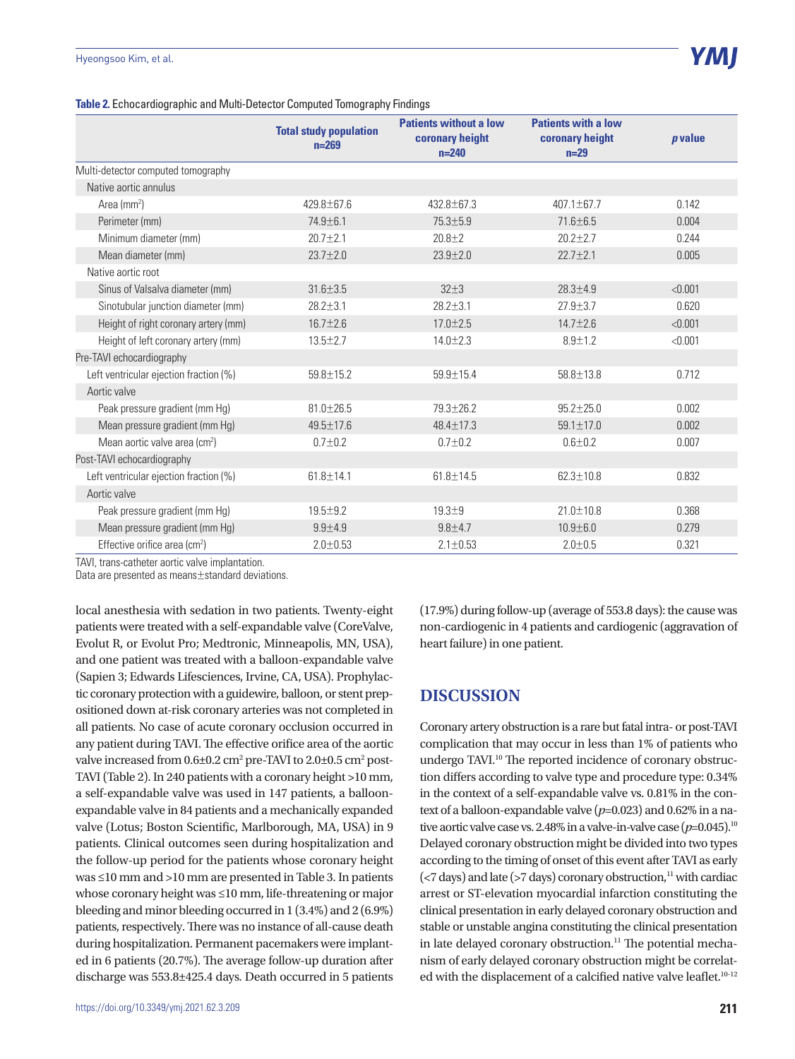**Table 2.** Echocardiographic and Multi-Detector Computed Tomography Findings

| | Total study population n=269 | Patients without a low coronary height n=240 | Patients with a low coronary height n=29 | *p* value |
|---|---|---|---|---|
| Multi-detector computed tomography | | | | |
| Native aortic annulus | | | | |
| Area (mm²) | 429.8±67.6 | 432.8±67.3 | 407.1±67.7 | 0.142 |
| Perimeter (mm) | 74.9±6.1 | 75.3±5.9 | 71.6±6.5 | 0.004 |
| Minimum diameter (mm) | 20.7±2.1 | 20.8±2 | 20.2±2.7 | 0.244 |
| Mean diameter (mm) | 23.7±2.0 | 23.9±2.0 | 22.7±2.1 | 0.005 |
| Native aortic root | | | | |
| Sinus of Valsalva diameter (mm) | 31.6±3.5 | 32±3 | 28.3±4.9 | <0.001 |
| Sinotubular junction diameter (mm) | 28.2±3.1 | 28.2±3.1 | 27.9±3.7 | 0.620 |
| Height of right coronary artery (mm) | 16.7±2.6 | 17.0±2.5 | 14.7±2.6 | <0.001 |
| Height of left coronary artery (mm) | 13.5±2.7 | 14.0±2.3 | 8.9±1.2 | <0.001 |
| Pre-TAVI echocardiography | | | | |
| Left ventricular ejection fraction (%) | 59.8±15.2 | 59.9±15.4 | 58.8±13.8 | 0.712 |
| Aortic valve | | | | |
| Peak pressure gradient (mm Hg) | 81.0±26.5 | 79.3±26.2 | 95.2±25.0 | 0.002 |
| Mean pressure gradient (mm Hg) | 49.5±17.6 | 48.4±17.3 | 59.1±17.0 | 0.002 |
| Mean aortic valve area (cm²) | 0.7±0.2 | 0.7±0.2 | 0.6±0.2 | 0.007 |
| Post-TAVI echocardiography | | | | |
| Left ventricular ejection fraction (%) | 61.8±14.1 | 61.8±14.5 | 62.3±10.8 | 0.832 |
| Aortic valve | | | | |
| Peak pressure gradient (mm Hg) | 19.5±9.2 | 19.3±9 | 21.0±10.8 | 0.368 |
| Mean pressure gradient (mm Hg) | 9.9±4.9 | 9.8±4.7 | 10.9±6.0 | 0.279 |
| Effective orifice area (cm²) | 2.0±0.53 | 2.1±0.53 | 2.0±0.5 | 0.321 |

TAVI, trans-catheter aortic valve implantation.
Data are presented as means±standard deviations.

local anesthesia with sedation in two patients. Twenty-eight patients were treated with a self-expandable valve (CoreValve, Evolut R, or Evolut Pro; Medtronic, Minneapolis, MN, USA), and one patient was treated with a balloon-expandable valve (Sapien 3; Edwards Lifesciences, Irvine, CA, USA). Prophylactic coronary protection with a guidewire, balloon, or stent prepositioned down at-risk coronary arteries was not completed in all patients. No case of acute coronary occlusion occurred in any patient during TAVI. The effective orifice area of the aortic valve increased from 0.6±0.2 cm² pre-TAVI to 2.0±0.5 cm² post-TAVI (Table 2). In 240 patients with a coronary height >10 mm, a self-expandable valve was used in 147 patients, a balloon-expandable valve in 84 patients and a mechanically expanded valve (Lotus; Boston Scientific, Marlborough, MA, USA) in 9 patients. Clinical outcomes seen during hospitalization and the follow-up period for the patients whose coronary height was ≤10 mm and >10 mm are presented in Table 3. In patients whose coronary height was ≤10 mm, life-threatening or major bleeding and minor bleeding occurred in 1 (3.4%) and 2 (6.9%) patients, respectively. There was no instance of all-cause death during hospitalization. Permanent pacemakers were implanted in 6 patients (20.7%). The average follow-up duration after discharge was 553.8±425.4 days. Death occurred in 5 patients (17.9%) during follow-up (average of 553.8 days): the cause was non-cardiogenic in 4 patients and cardiogenic (aggravation of heart failure) in one patient.

## DISCUSSION

Coronary artery obstruction is a rare but fatal intra- or post-TAVI complication that may occur in less than 1% of patients who undergo TAVI.[10] The reported incidence of coronary obstruction differs according to valve type and procedure type: 0.34% in the context of a self-expandable valve vs. 0.81% in the context of a balloon-expandable valve ($p$=0.023) and 0.62% in a native aortic valve case vs. 2.48% in a valve-in-valve case ($p$=0.045).[10] Delayed coronary obstruction might be divided into two types according to the timing of onset of this event after TAVI as early (<7 days) and late (>7 days) coronary obstruction,[11] with cardiac arrest or ST-elevation myocardial infarction constituting the clinical presentation in early delayed coronary obstruction and stable or unstable angina constituting the clinical presentation in late delayed coronary obstruction.[11] The potential mechanism of early delayed coronary obstruction might be correlated with the displacement of a calcified native valve leaflet.[10-12]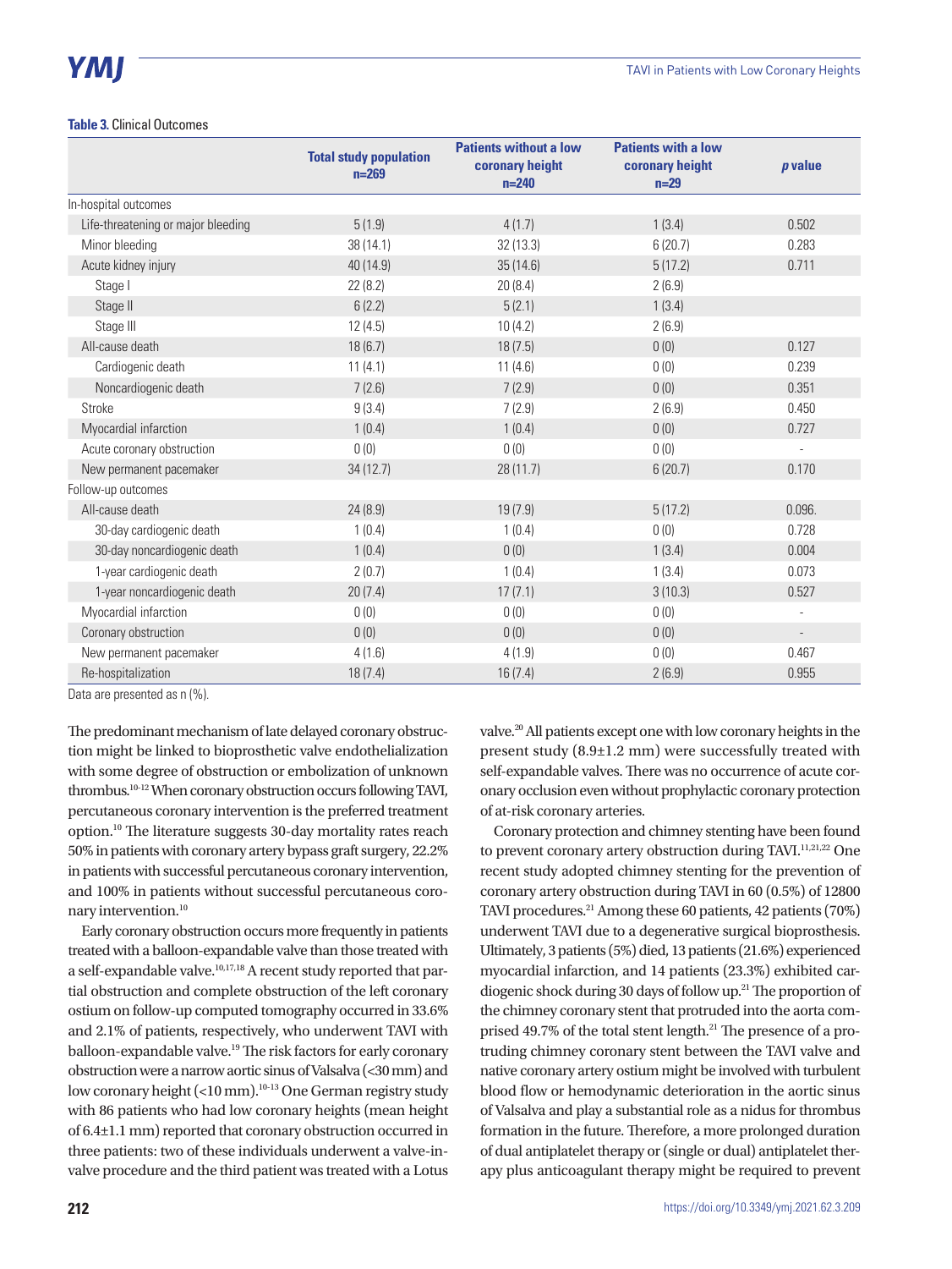**Table 3.** Clinical Outcomes

| | Total study population n=269 | Patients without a low coronary height n=240 | Patients with a low coronary height n=29 | *p* value |
|---|---|---|---|---|
| In-hospital outcomes | | | | |
| Life-threatening or major bleeding | 5 (1.9) | 4 (1.7) | 1 (3.4) | 0.502 |
| Minor bleeding | 38 (14.1) | 32 (13.3) | 6 (20.7) | 0.283 |
| Acute kidney injury | 40 (14.9) | 35 (14.6) | 5 (17.2) | 0.711 |
| Stage I | 22 (8.2) | 20 (8.4) | 2 (6.9) | |
| Stage II | 6 (2.2) | 5 (2.1) | 1 (3.4) | |
| Stage III | 12 (4.5) | 10 (4.2) | 2 (6.9) | |
| All-cause death | 18 (6.7) | 18 (7.5) | 0 (0) | 0.127 |
| Cardiogenic death | 11 (4.1) | 11 (4.6) | 0 (0) | 0.239 |
| Noncardiogenic death | 7 (2.6) | 7 (2.9) | 0 (0) | 0.351 |
| Stroke | 9 (3.4) | 7 (2.9) | 2 (6.9) | 0.450 |
| Myocardial infarction | 1 (0.4) | 1 (0.4) | 0 (0) | 0.727 |
| Acute coronary obstruction | 0 (0) | 0 (0) | 0 (0) | - |
| New permanent pacemaker | 34 (12.7) | 28 (11.7) | 6 (20.7) | 0.170 |
| Follow-up outcomes | | | | |
| All-cause death | 24 (8.9) | 19 (7.9) | 5 (17.2) | 0.096. |
| 30-day cardiogenic death | 1 (0.4) | 1 (0.4) | 0 (0) | 0.728 |
| 30-day noncardiogenic death | 1 (0.4) | 0 (0) | 1 (3.4) | 0.004 |
| 1-year cardiogenic death | 2 (0.7) | 1 (0.4) | 1 (3.4) | 0.073 |
| 1-year noncardiogenic death | 20 (7.4) | 17 (7.1) | 3 (10.3) | 0.527 |
| Myocardial infarction | 0 (0) | 0 (0) | 0 (0) | - |
| Coronary obstruction | 0 (0) | 0 (0) | 0 (0) | - |
| New permanent pacemaker | 4 (1.6) | 4 (1.9) | 0 (0) | 0.467 |
| Re-hospitalization | 18 (7.4) | 16 (7.4) | 2 (6.9) | 0.955 |

Data are presented as n (%).

The predominant mechanism of late delayed coronary obstruction might be linked to bioprosthetic valve endothelialization with some degree of obstruction or embolization of unknown thrombus.[10-12] When coronary obstruction occurs following TAVI, percutaneous coronary intervention is the preferred treatment option.[10] The literature suggests 30-day mortality rates reach 50% in patients with coronary artery bypass graft surgery, 22.2% in patients with successful percutaneous coronary intervention, and 100% in patients without successful percutaneous coronary intervention.[10]

Early coronary obstruction occurs more frequently in patients treated with a balloon-expandable valve than those treated with a self-expandable valve.[10,17,18] A recent study reported that partial obstruction and complete obstruction of the left coronary ostium on follow-up computed tomography occurred in 33.6% and 2.1% of patients, respectively, who underwent TAVI with balloon-expandable valve.[19] The risk factors for early coronary obstruction were a narrow aortic sinus of Valsalva (<30 mm) and low coronary height (<10 mm).[10-13] One German registry study with 86 patients who had low coronary heights (mean height of 6.4±1.1 mm) reported that coronary obstruction occurred in three patients: two of these individuals underwent a valve-in-valve procedure and the third patient was treated with a Lotus valve.[20] All patients except one with low coronary heights in the present study (8.9±1.2 mm) were successfully treated with self-expandable valves. There was no occurrence of acute coronary occlusion even without prophylactic coronary protection of at-risk coronary arteries.

Coronary protection and chimney stenting have been found to prevent coronary artery obstruction during TAVI.[11,21,22] One recent study adopted chimney stenting for the prevention of coronary artery obstruction during TAVI in 60 (0.5%) of 12800 TAVI procedures.[21] Among these 60 patients, 42 patients (70%) underwent TAVI due to a degenerative surgical bioprosthesis. Ultimately, 3 patients (5%) died, 13 patients (21.6%) experienced myocardial infarction, and 14 patients (23.3%) exhibited cardiogenic shock during 30 days of follow up.[21] The proportion of the chimney coronary stent that protruded into the aorta comprised 49.7% of the total stent length.[21] The presence of a protruding chimney coronary stent between the TAVI valve and native coronary artery ostium might be involved with turbulent blood flow or hemodynamic deterioration in the aortic sinus of Valsalva and play a substantial role as a nidus for thrombus formation in the future. Therefore, a more prolonged duration of dual antiplatelet therapy or (single or dual) antiplatelet therapy plus anticoagulant therapy might be required to prevent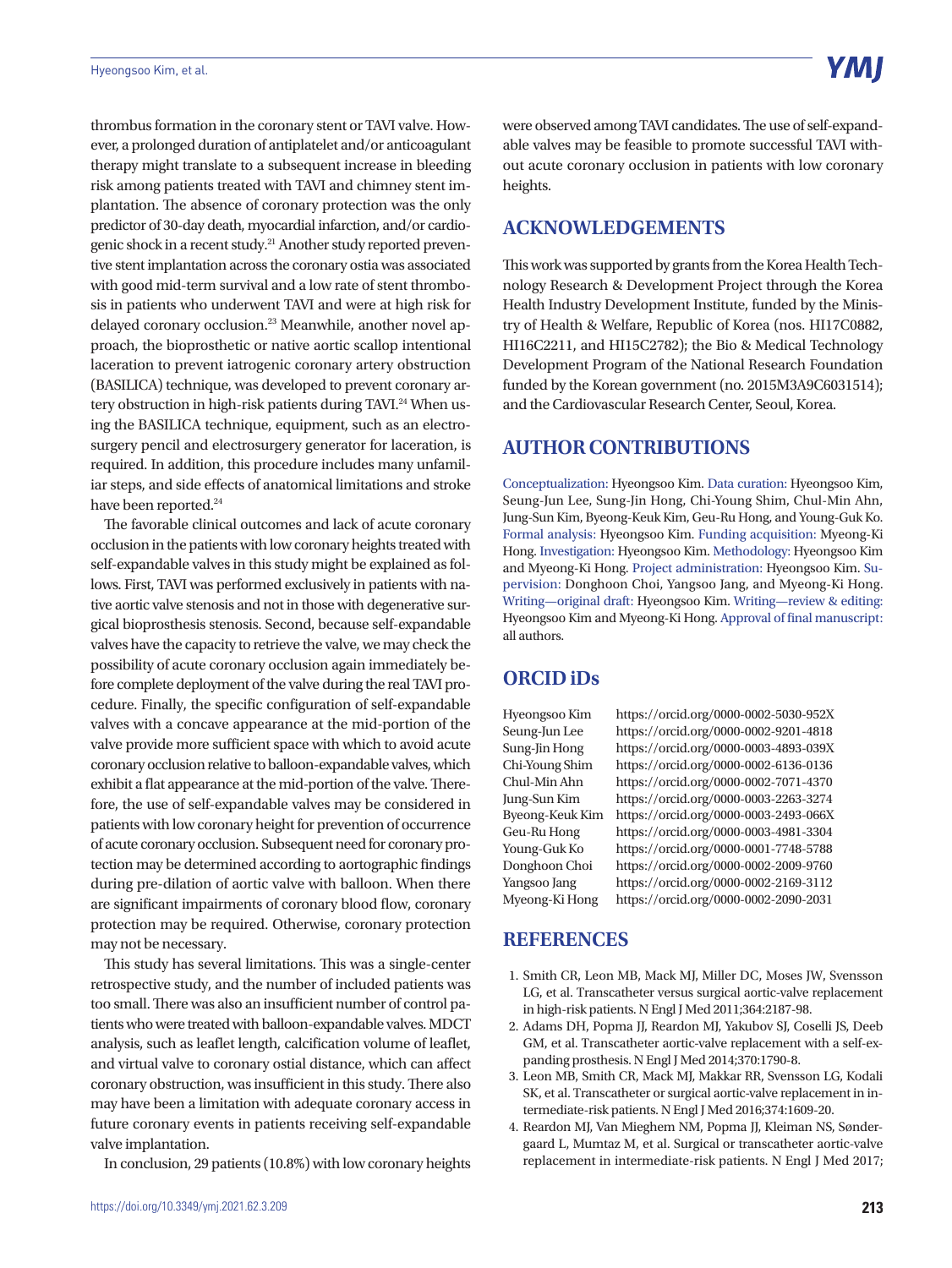thrombus formation in the coronary stent or TAVI valve. However, a prolonged duration of antiplatelet and/or anticoagulant therapy might translate to a subsequent increase in bleeding risk among patients treated with TAVI and chimney stent implantation. The absence of coronary protection was the only predictor of 30-day death, myocardial infarction, and/or cardiogenic shock in a recent study.[21] Another study reported preventive stent implantation across the coronary ostia was associated with good mid-term survival and a low rate of stent thrombosis in patients who underwent TAVI and were at high risk for delayed coronary occlusion.[23] Meanwhile, another novel approach, the bioprosthetic or native aortic scallop intentional laceration to prevent iatrogenic coronary artery obstruction (BASILICA) technique, was developed to prevent coronary artery obstruction in high-risk patients during TAVI.[24] When using the BASILICA technique, equipment, such as an electrosurgery pencil and electrosurgery generator for laceration, is required. In addition, this procedure includes many unfamiliar steps, and side effects of anatomical limitations and stroke have been reported.[24]

The favorable clinical outcomes and lack of acute coronary occlusion in the patients with low coronary heights treated with self-expandable valves in this study might be explained as follows. First, TAVI was performed exclusively in patients with native aortic valve stenosis and not in those with degenerative surgical bioprosthesis stenosis. Second, because self-expandable valves have the capacity to retrieve the valve, we may check the possibility of acute coronary occlusion again immediately before complete deployment of the valve during the real TAVI procedure. Finally, the specific configuration of self-expandable valves with a concave appearance at the mid-portion of the valve provide more sufficient space with which to avoid acute coronary occlusion relative to balloon-expandable valves, which exhibit a flat appearance at the mid-portion of the valve. Therefore, the use of self-expandable valves may be considered in patients with low coronary height for prevention of occurrence of acute coronary occlusion. Subsequent need for coronary protection may be determined according to aortographic findings during pre-dilation of aortic valve with balloon. When there are significant impairments of coronary blood flow, coronary protection may be required. Otherwise, coronary protection may not be necessary.

This study has several limitations. This was a single-center retrospective study, and the number of included patients was too small. There was also an insufficient number of control patients who were treated with balloon-expandable valves. MDCT analysis, such as leaflet length, calcification volume of leaflet, and virtual valve to coronary ostial distance, which can affect coronary obstruction, was insufficient in this study. There also may have been a limitation with adequate coronary access in future coronary events in patients receiving self-expandable valve implantation.

In conclusion, 29 patients (10.8%) with low coronary heights were observed among TAVI candidates. The use of self-expandable valves may be feasible to promote successful TAVI without acute coronary occlusion in patients with low coronary heights.

## ACKNOWLEDGEMENTS

This work was supported by grants from the Korea Health Technology Research & Development Project through the Korea Health Industry Development Institute, funded by the Ministry of Health & Welfare, Republic of Korea (nos. HI17C0882, HI16C2211, and HI15C2782); the Bio & Medical Technology Development Program of the National Research Foundation funded by the Korean government (no. 2015M3A9C6031514); and the Cardiovascular Research Center, Seoul, Korea.

## AUTHOR CONTRIBUTIONS

Conceptualization: Hyeongsoo Kim. Data curation: Hyeongsoo Kim, Seung-Jun Lee, Sung-Jin Hong, Chi-Young Shim, Chul-Min Ahn, Jung-Sun Kim, Byeong-Keuk Kim, Geu-Ru Hong, and Young-Guk Ko. Formal analysis: Hyeongsoo Kim. Funding acquisition: Myeong-Ki Hong. Investigation: Hyeongsoo Kim. Methodology: Hyeongsoo Kim and Myeong-Ki Hong. Project administration: Hyeongsoo Kim. Supervision: Donghoon Choi, Yangsoo Jang, and Myeong-Ki Hong. Writing—original draft: Hyeongsoo Kim. Writing—review & editing: Hyeongsoo Kim and Myeong-Ki Hong. Approval of final manuscript: all authors.

## ORCID iDs

| | |
|---|---|
| Hyeongsoo Kim | https://orcid.org/0000-0002-5030-952X |
| Seung-Jun Lee | https://orcid.org/0000-0002-9201-4818 |
| Sung-Jin Hong | https://orcid.org/0000-0003-4893-039X |
| Chi-Young Shim | https://orcid.org/0000-0002-6136-0136 |
| Chul-Min Ahn | https://orcid.org/0000-0002-7071-4370 |
| Jung-Sun Kim | https://orcid.org/0000-0003-2263-3274 |
| Byeong-Keuk Kim | https://orcid.org/0000-0003-2493-066X |
| Geu-Ru Hong | https://orcid.org/0000-0003-4981-3304 |
| Young-Guk Ko | https://orcid.org/0000-0001-7748-5788 |
| Donghoon Choi | https://orcid.org/0000-0002-2009-9760 |
| Yangsoo Jang | https://orcid.org/0000-0002-2169-3112 |
| Myeong-Ki Hong | https://orcid.org/0000-0002-2090-2031 |

## REFERENCES

1. Smith CR, Leon MB, Mack MJ, Miller DC, Moses JW, Svensson LG, et al. Transcatheter versus surgical aortic-valve replacement in high-risk patients. N Engl J Med 2011;364:2187-98.
2. Adams DH, Popma JJ, Reardon MJ, Yakubov SJ, Coselli JS, Deeb GM, et al. Transcatheter aortic-valve replacement with a self-expanding prosthesis. N Engl J Med 2014;370:1790-8.
3. Leon MB, Smith CR, Mack MJ, Makkar RR, Svensson LG, Kodali SK, et al. Transcatheter or surgical aortic-valve replacement in intermediate-risk patients. N Engl J Med 2016;374:1609-20.
4. Reardon MJ, Van Mieghem NM, Popma JJ, Kleiman NS, Søndergaard L, Mumtaz M, et al. Surgical or transcatheter aortic-valve replacement in intermediate-risk patients. N Engl J Med 2017;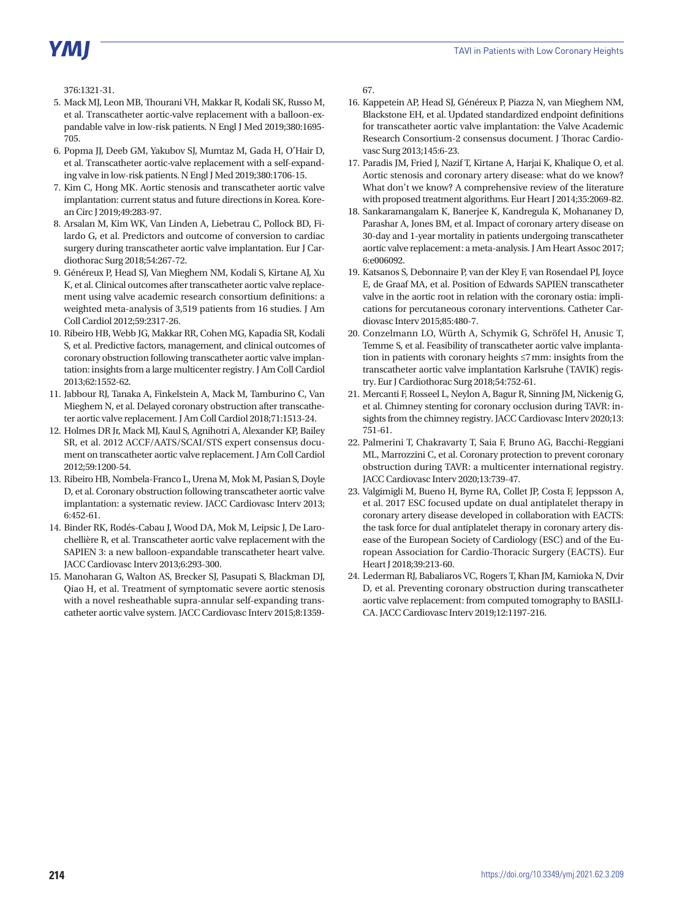376:1321-31.

5. Mack MJ, Leon MB, Thourani VH, Makkar R, Kodali SK, Russo M, et al. Transcatheter aortic-valve replacement with a balloon-expandable valve in low-risk patients. N Engl J Med 2019;380:1695-705.
6. Popma JJ, Deeb GM, Yakubov SJ, Mumtaz M, Gada H, O'Hair D, et al. Transcatheter aortic-valve replacement with a self-expanding valve in low-risk patients. N Engl J Med 2019;380:1706-15.
7. Kim C, Hong MK. Aortic stenosis and transcatheter aortic valve implantation: current status and future directions in Korea. Korean Circ J 2019;49:283-97.
8. Arsalan M, Kim WK, Van Linden A, Liebetrau C, Pollock BD, Filardo G, et al. Predictors and outcome of conversion to cardiac surgery during transcatheter aortic valve implantation. Eur J Cardiothorac Surg 2018;54:267-72.
9. Généreux P, Head SJ, Van Mieghem NM, Kodali S, Kirtane AJ, Xu K, et al. Clinical outcomes after transcatheter aortic valve replacement using valve academic research consortium definitions: a weighted meta-analysis of 3,519 patients from 16 studies. J Am Coll Cardiol 2012;59:2317-26.
10. Ribeiro HB, Webb JG, Makkar RR, Cohen MG, Kapadia SR, Kodali S, et al. Predictive factors, management, and clinical outcomes of coronary obstruction following transcatheter aortic valve implantation: insights from a large multicenter registry. J Am Coll Cardiol 2013;62:1552-62.
11. Jabbour RJ, Tanaka A, Finkelstein A, Mack M, Tamburino C, Van Mieghem N, et al. Delayed coronary obstruction after transcatheter aortic valve replacement. J Am Coll Cardiol 2018;71:1513-24.
12. Holmes DR Jr, Mack MJ, Kaul S, Agnihotri A, Alexander KP, Bailey SR, et al. 2012 ACCF/AATS/SCAI/STS expert consensus document on transcatheter aortic valve replacement. J Am Coll Cardiol 2012;59:1200-54.
13. Ribeiro HB, Nombela-Franco L, Urena M, Mok M, Pasian S, Doyle D, et al. Coronary obstruction following transcatheter aortic valve implantation: a systematic review. JACC Cardiovasc Interv 2013; 6:452-61.
14. Binder RK, Rodés-Cabau J, Wood DA, Mok M, Leipsic J, De Larochellière R, et al. Transcatheter aortic valve replacement with the SAPIEN 3: a new balloon-expandable transcatheter heart valve. JACC Cardiovasc Interv 2013;6:293-300.
15. Manoharan G, Walton AS, Brecker SJ, Pasupati S, Blackman DJ, Qiao H, et al. Treatment of symptomatic severe aortic stenosis with a novel resheathable supra-annular self-expanding transcatheter aortic valve system. JACC Cardiovasc Interv 2015;8:1359-67.
16. Kappetein AP, Head SJ, Généreux P, Piazza N, van Mieghem NM, Blackstone EH, et al. Updated standardized endpoint definitions for transcatheter aortic valve implantation: the Valve Academic Research Consortium-2 consensus document. J Thorac Cardiovasc Surg 2013;145:6-23.
17. Paradis JM, Fried J, Nazif T, Kirtane A, Harjai K, Khalique O, et al. Aortic stenosis and coronary artery disease: what do we know? What don't we know? A comprehensive review of the literature with proposed treatment algorithms. Eur Heart J 2014;35:2069-82.
18. Sankaramangalam K, Banerjee K, Kandregula K, Mohananey D, Parashar A, Jones BM, et al. Impact of coronary artery disease on 30-day and 1-year mortality in patients undergoing transcatheter aortic valve replacement: a meta-analysis. J Am Heart Assoc 2017; 6:e006092.
19. Katsanos S, Debonnaire P, van der Kley F, van Rosendael PJ, Joyce E, de Graaf MA, et al. Position of Edwards SAPIEN transcatheter valve in the aortic root in relation with the coronary ostia: implications for percutaneous coronary interventions. Catheter Cardiovasc Interv 2015;85:480-7.
20. Conzelmann LO, Würth A, Schymik G, Schröfel H, Anusic T, Temme S, et al. Feasibility of transcatheter aortic valve implantation in patients with coronary heights ≤7 mm: insights from the transcatheter aortic valve implantation Karlsruhe (TAVIK) registry. Eur J Cardiothorac Surg 2018;54:752-61.
21. Mercanti F, Rosseel L, Neylon A, Bagur R, Sinning JM, Nickenig G, et al. Chimney stenting for coronary occlusion during TAVR: insights from the chimney registry. JACC Cardiovasc Interv 2020;13: 751-61.
22. Palmerini T, Chakravarty T, Saia F, Bruno AG, Bacchi-Reggiani ML, Marrozzini C, et al. Coronary protection to prevent coronary obstruction during TAVR: a multicenter international registry. JACC Cardiovasc Interv 2020;13:739-47.
23. Valgimigli M, Bueno H, Byrne RA, Collet JP, Costa F, Jeppsson A, et al. 2017 ESC focused update on dual antiplatelet therapy in coronary artery disease developed in collaboration with EACTS: the task force for dual antiplatelet therapy in coronary artery disease of the European Society of Cardiology (ESC) and of the European Association for Cardio-Thoracic Surgery (EACTS). Eur Heart J 2018;39:213-60.
24. Lederman RJ, Babaliaros VC, Rogers T, Khan JM, Kamioka N, Dvir D, et al. Preventing coronary obstruction during transcatheter aortic valve replacement: from computed tomography to BASILICA. JACC Cardiovasc Interv 2019;12:1197-216.